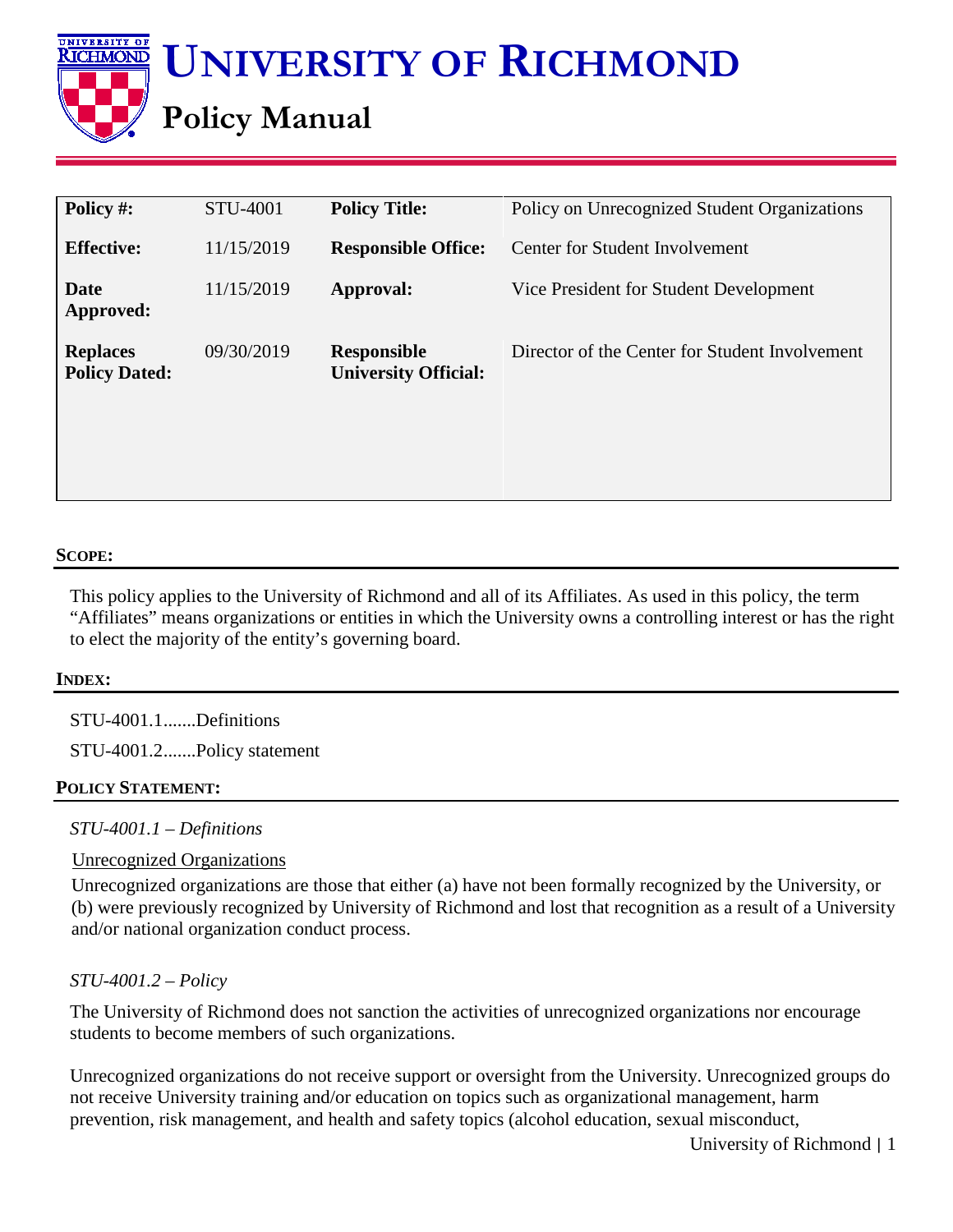# UNIVERSITY OF RICHMOND

## Policy Manual

| Policy #: | STU-4001 | Policy Title: | Policy on Unrecognized Student Organizations |
|---|---|---|---|
| Effective: | 11/15/2019 | Responsible Office: | Center for Student Involvement |
| Date Approved: | 11/15/2019 | Approval: | Vice President for Student Development |
| Replaces Policy Dated: | 09/30/2019 | Responsible University Official: | Director of the Center for Student Involvement |

### SCOPE:

This policy applies to the University of Richmond and all of its Affiliates. As used in this policy, the term "Affiliates" means organizations or entities in which the University owns a controlling interest or has the right to elect the majority of the entity's governing board.

### INDEX:

STU-4001.1.......Definitions

STU-4001.2.......Policy statement

### POLICY STATEMENT:

*STU-4001.1 – Definitions*

Unrecognized Organizations

Unrecognized organizations are those that either (a) have not been formally recognized by the University, or (b) were previously recognized by University of Richmond and lost that recognition as a result of a University and/or national organization conduct process.

*STU-4001.2 – Policy*

The University of Richmond does not sanction the activities of unrecognized organizations nor encourage students to become members of such organizations.

Unrecognized organizations do not receive support or oversight from the University. Unrecognized groups do not receive University training and/or education on topics such as organizational management, harm prevention, risk management, and health and safety topics (alcohol education, sexual misconduct,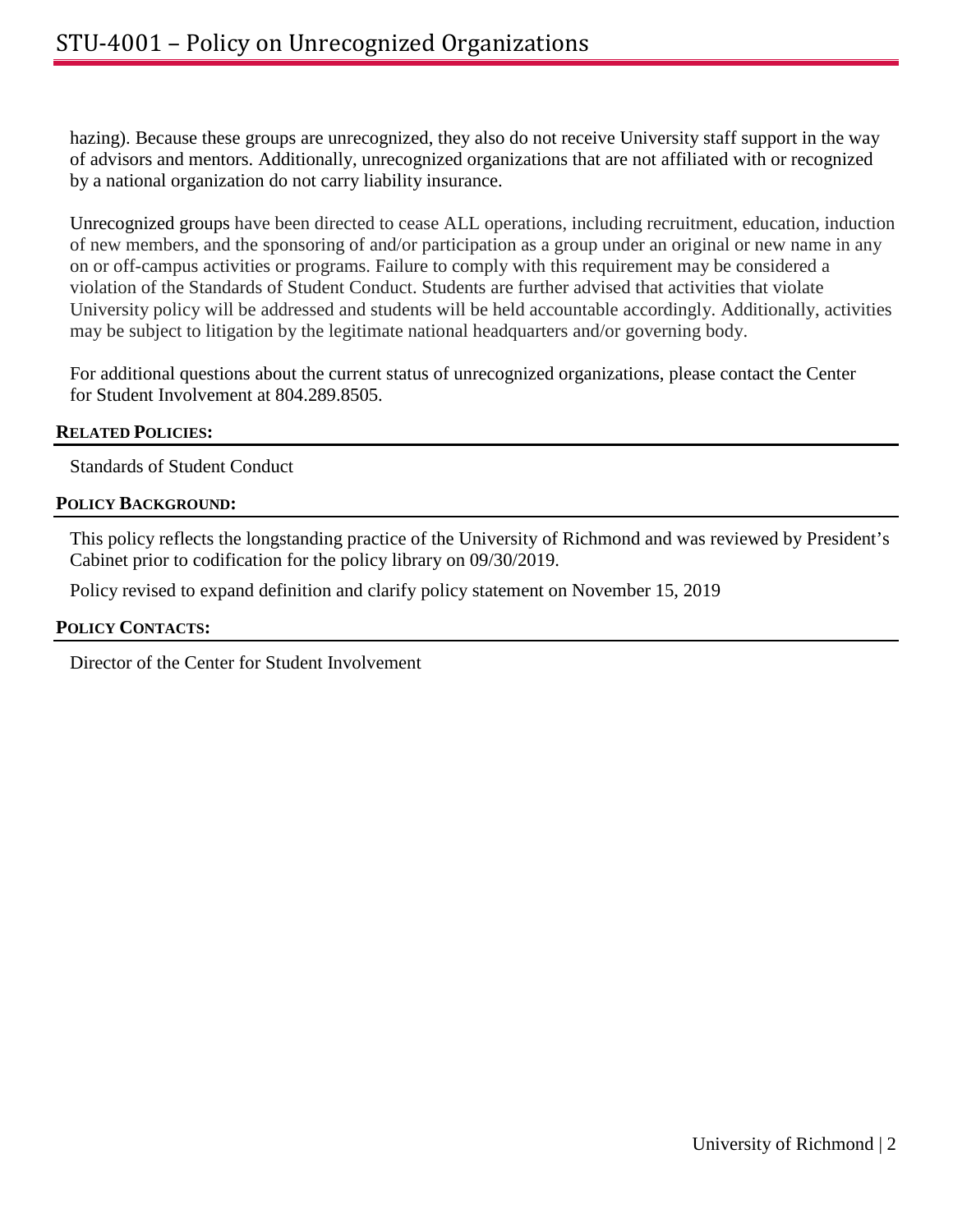hazing). Because these groups are unrecognized, they also do not receive University staff support in the way of advisors and mentors. Additionally, unrecognized organizations that are not affiliated with or recognized by a national organization do not carry liability insurance.

Unrecognized groups have been directed to cease ALL operations, including recruitment, education, induction of new members, and the sponsoring of and/or participation as a group under an original or new name in any on or off-campus activities or programs. Failure to comply with this requirement may be considered a violation of the Standards of Student Conduct. Students are further advised that activities that violate University policy will be addressed and students will be held accountable accordingly. Additionally, activities may be subject to litigation by the legitimate national headquarters and/or governing body.

For additional questions about the current status of unrecognized organizations, please contact the Center for Student Involvement at 804.289.8505.

**RELATED POLICIES:**

Standards of Student Conduct

**POLICY BACKGROUND:**

This policy reflects the longstanding practice of the University of Richmond and was reviewed by President's Cabinet prior to codification for the policy library on 09/30/2019.

Policy revised to expand definition and clarify policy statement on November 15, 2019

**POLICY CONTACTS:**

Director of the Center for Student Involvement